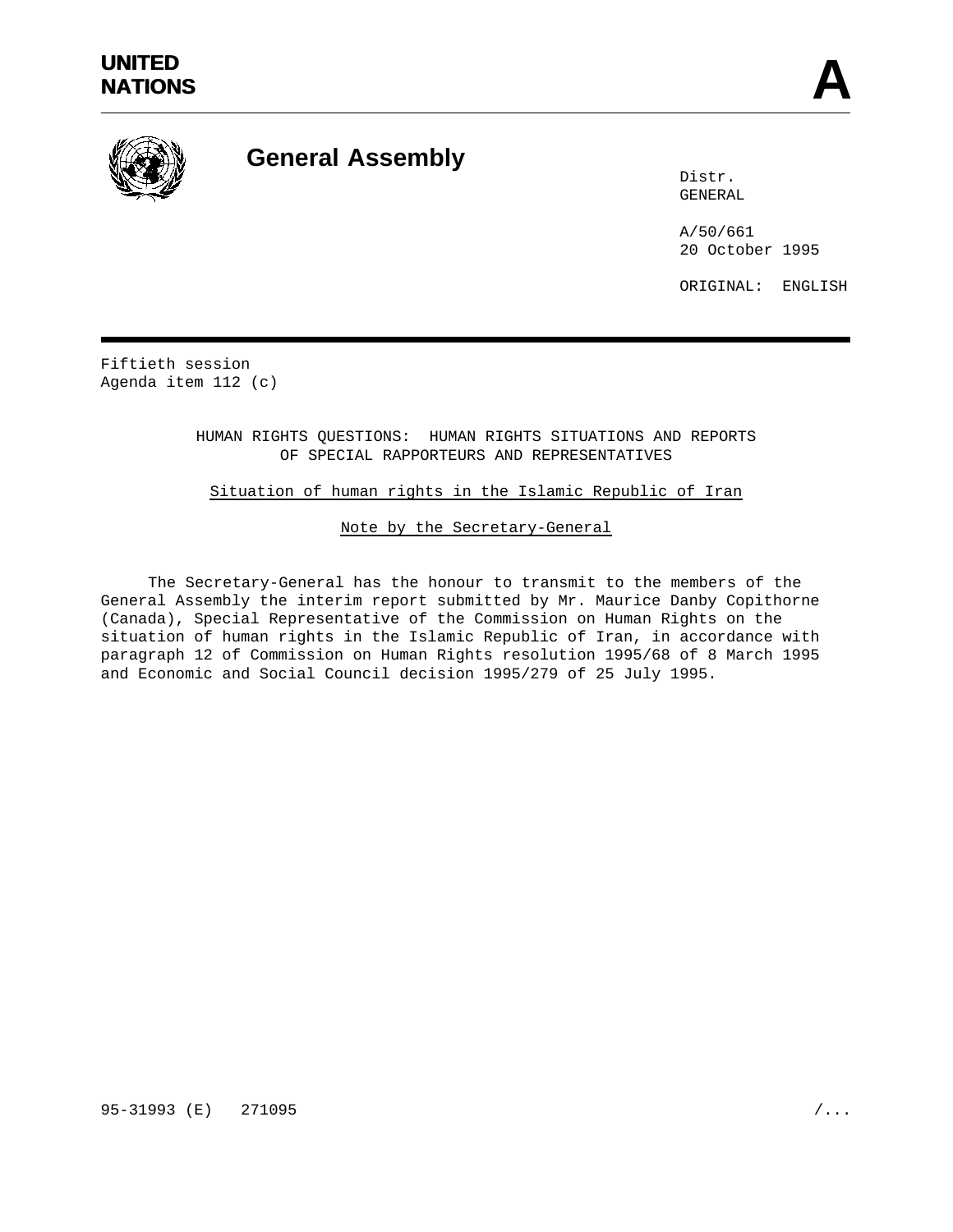UNITED NATIONS

**A**

# General Assembly

Distr.
GENERAL

A/50/661
20 October 1995

ORIGINAL: ENGLISH

Fiftieth session
Agenda item 112 (c)

HUMAN RIGHTS QUESTIONS: HUMAN RIGHTS SITUATIONS AND REPORTS OF SPECIAL RAPPORTEURS AND REPRESENTATIVES

## Situation of human rights in the Islamic Republic of Iran

### Note by the Secretary-General

The Secretary-General has the honour to transmit to the members of the General Assembly the interim report submitted by Mr. Maurice Danby Copithorne (Canada), Special Representative of the Commission on Human Rights on the situation of human rights in the Islamic Republic of Iran, in accordance with paragraph 12 of Commission on Human Rights resolution 1995/68 of 8 March 1995 and Economic and Social Council decision 1995/279 of 25 July 1995.

95-31993 (E) 271095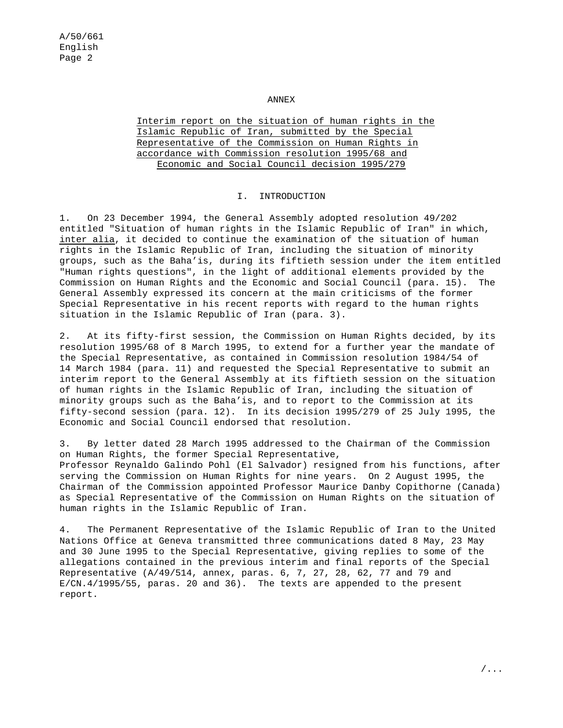# ANNEX

## Interim report on the situation of human rights in the Islamic Republic of Iran, submitted by the Special Representative of the Commission on Human Rights in accordance with Commission resolution 1995/68 and Economic and Social Council decision 1995/279

### I. INTRODUCTION

1. On 23 December 1994, the General Assembly adopted resolution 49/202 entitled "Situation of human rights in the Islamic Republic of Iran" in which, *inter alia*, it decided to continue the examination of the situation of human rights in the Islamic Republic of Iran, including the situation of minority groups, such as the Baha'is, during its fiftieth session under the item entitled "Human rights questions", in the light of additional elements provided by the Commission on Human Rights and the Economic and Social Council (para. 15). The General Assembly expressed its concern at the main criticisms of the former Special Representative in his recent reports with regard to the human rights situation in the Islamic Republic of Iran (para. 3).

2. At its fifty-first session, the Commission on Human Rights decided, by its resolution 1995/68 of 8 March 1995, to extend for a further year the mandate of the Special Representative, as contained in Commission resolution 1984/54 of 14 March 1984 (para. 11) and requested the Special Representative to submit an interim report to the General Assembly at its fiftieth session on the situation of human rights in the Islamic Republic of Iran, including the situation of minority groups such as the Baha'is, and to report to the Commission at its fifty-second session (para. 12). In its decision 1995/279 of 25 July 1995, the Economic and Social Council endorsed that resolution.

3. By letter dated 28 March 1995 addressed to the Chairman of the Commission on Human Rights, the former Special Representative, Professor Reynaldo Galindo Pohl (El Salvador) resigned from his functions, after serving the Commission on Human Rights for nine years. On 2 August 1995, the Chairman of the Commission appointed Professor Maurice Danby Copithorne (Canada) as Special Representative of the Commission on Human Rights on the situation of human rights in the Islamic Republic of Iran.

4. The Permanent Representative of the Islamic Republic of Iran to the United Nations Office at Geneva transmitted three communications dated 8 May, 23 May and 30 June 1995 to the Special Representative, giving replies to some of the allegations contained in the previous interim and final reports of the Special Representative (A/49/514, annex, paras. 6, 7, 27, 28, 62, 77 and 79 and E/CN.4/1995/55, paras. 20 and 36). The texts are appended to the present report.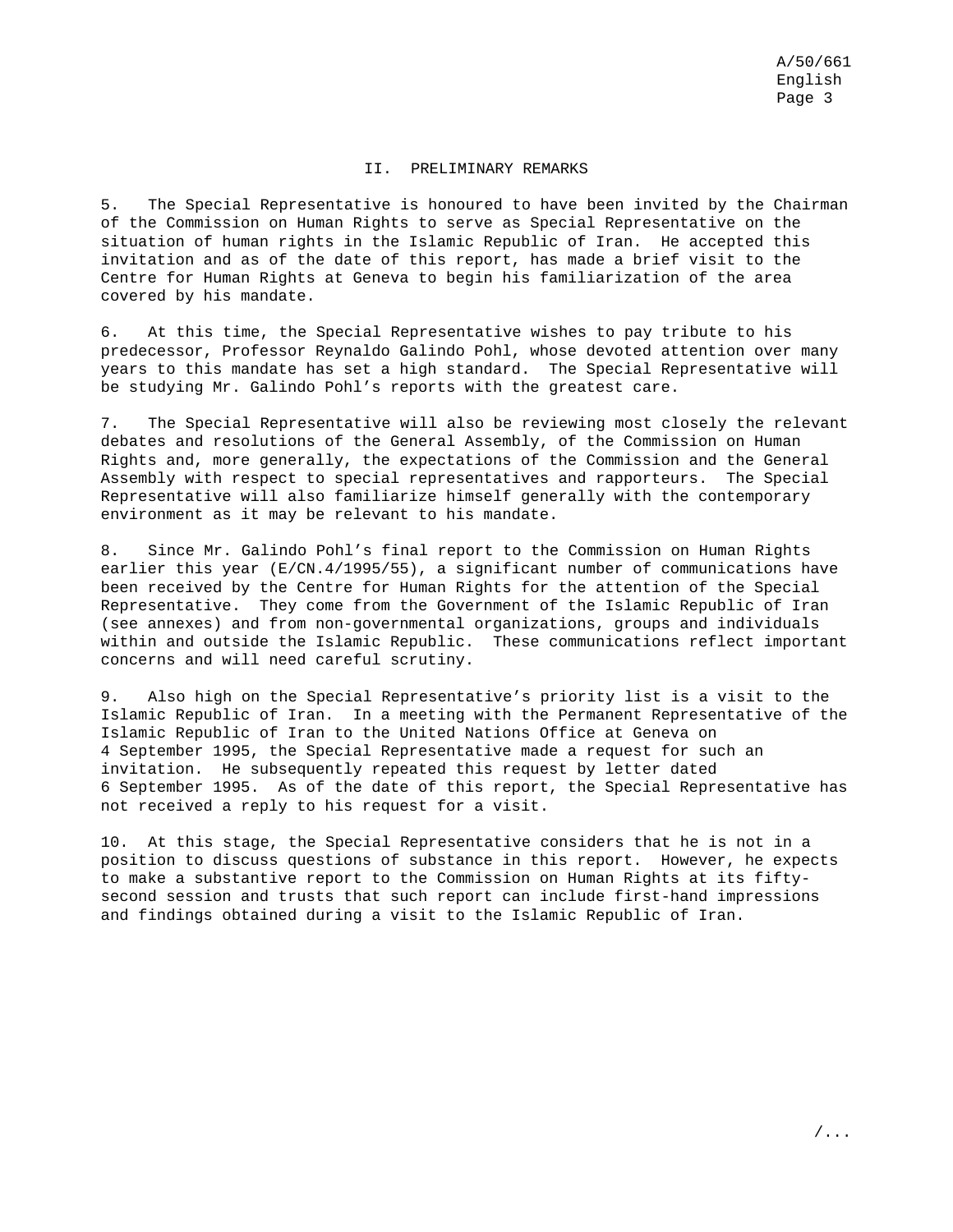## II. PRELIMINARY REMARKS

5. The Special Representative is honoured to have been invited by the Chairman of the Commission on Human Rights to serve as Special Representative on the situation of human rights in the Islamic Republic of Iran. He accepted this invitation and as of the date of this report, has made a brief visit to the Centre for Human Rights at Geneva to begin his familiarization of the area covered by his mandate.

6. At this time, the Special Representative wishes to pay tribute to his predecessor, Professor Reynaldo Galindo Pohl, whose devoted attention over many years to this mandate has set a high standard. The Special Representative will be studying Mr. Galindo Pohl's reports with the greatest care.

7. The Special Representative will also be reviewing most closely the relevant debates and resolutions of the General Assembly, of the Commission on Human Rights and, more generally, the expectations of the Commission and the General Assembly with respect to special representatives and rapporteurs. The Special Representative will also familiarize himself generally with the contemporary environment as it may be relevant to his mandate.

8. Since Mr. Galindo Pohl's final report to the Commission on Human Rights earlier this year (E/CN.4/1995/55), a significant number of communications have been received by the Centre for Human Rights for the attention of the Special Representative. They come from the Government of the Islamic Republic of Iran (see annexes) and from non-governmental organizations, groups and individuals within and outside the Islamic Republic. These communications reflect important concerns and will need careful scrutiny.

9. Also high on the Special Representative's priority list is a visit to the Islamic Republic of Iran. In a meeting with the Permanent Representative of the Islamic Republic of Iran to the United Nations Office at Geneva on 4 September 1995, the Special Representative made a request for such an invitation. He subsequently repeated this request by letter dated 6 September 1995. As of the date of this report, the Special Representative has not received a reply to his request for a visit.

10. At this stage, the Special Representative considers that he is not in a position to discuss questions of substance in this report. However, he expects to make a substantive report to the Commission on Human Rights at its fifty-second session and trusts that such report can include first-hand impressions and findings obtained during a visit to the Islamic Republic of Iran.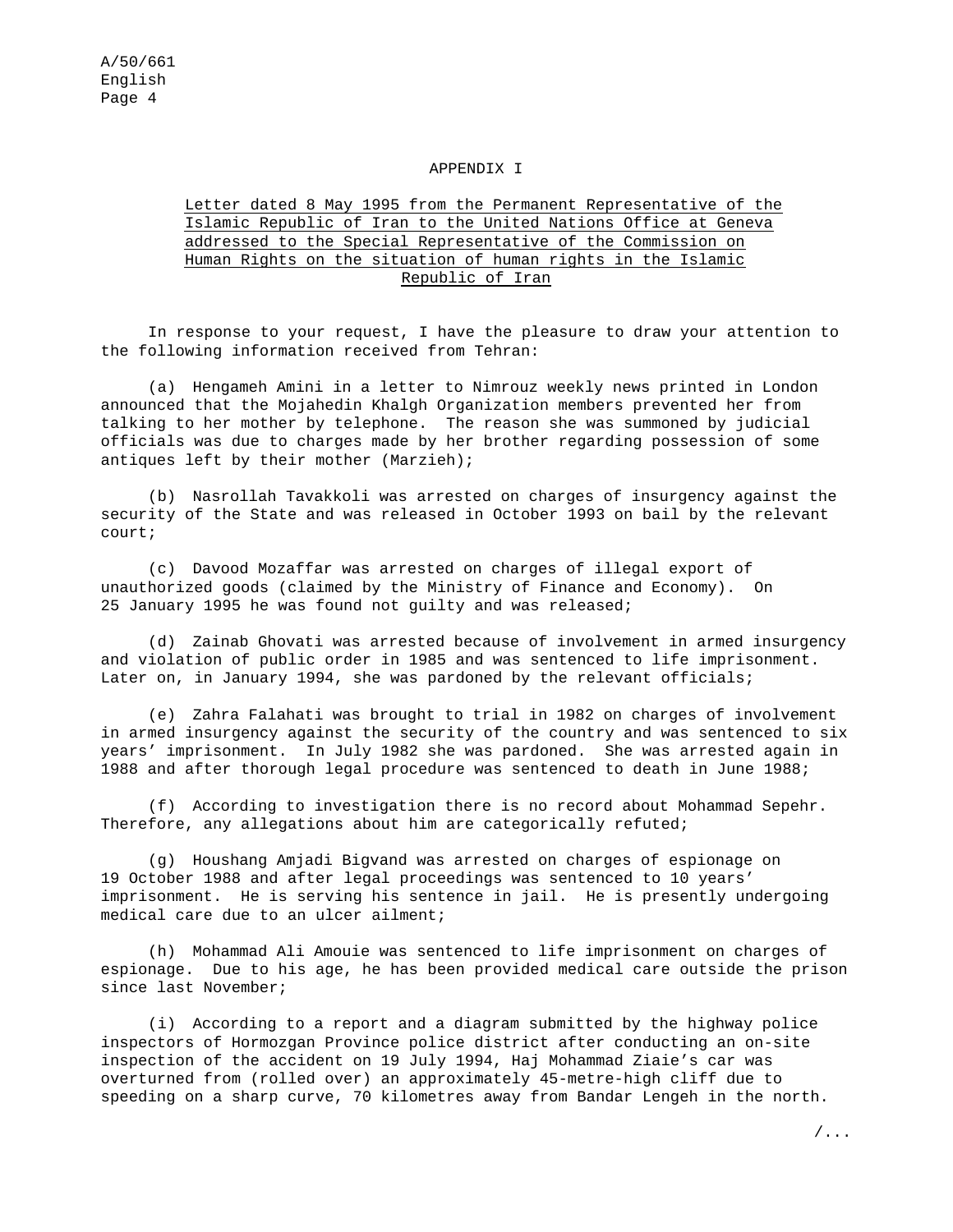## APPENDIX I

Letter dated 8 May 1995 from the Permanent Representative of the Islamic Republic of Iran to the United Nations Office at Geneva addressed to the Special Representative of the Commission on Human Rights on the situation of human rights in the Islamic Republic of Iran

In response to your request, I have the pleasure to draw your attention to the following information received from Tehran:

(a) Hengameh Amini in a letter to Nimrouz weekly news printed in London announced that the Mojahedin Khalgh Organization members prevented her from talking to her mother by telephone. The reason she was summoned by judicial officials was due to charges made by her brother regarding possession of some antiques left by their mother (Marzieh);

(b) Nasrollah Tavakkoli was arrested on charges of insurgency against the security of the State and was released in October 1993 on bail by the relevant court;

(c) Davood Mozaffar was arrested on charges of illegal export of unauthorized goods (claimed by the Ministry of Finance and Economy). On 25 January 1995 he was found not guilty and was released;

(d) Zainab Ghovati was arrested because of involvement in armed insurgency and violation of public order in 1985 and was sentenced to life imprisonment. Later on, in January 1994, she was pardoned by the relevant officials;

(e) Zahra Falahati was brought to trial in 1982 on charges of involvement in armed insurgency against the security of the country and was sentenced to six years' imprisonment. In July 1982 she was pardoned. She was arrested again in 1988 and after thorough legal procedure was sentenced to death in June 1988;

(f) According to investigation there is no record about Mohammad Sepehr. Therefore, any allegations about him are categorically refuted;

(g) Houshang Amjadi Bigvand was arrested on charges of espionage on 19 October 1988 and after legal proceedings was sentenced to 10 years' imprisonment. He is serving his sentence in jail. He is presently undergoing medical care due to an ulcer ailment;

(h) Mohammad Ali Amouie was sentenced to life imprisonment on charges of espionage. Due to his age, he has been provided medical care outside the prison since last November;

(i) According to a report and a diagram submitted by the highway police inspectors of Hormozgan Province police district after conducting an on-site inspection of the accident on 19 July 1994, Haj Mohammad Ziaie's car was overturned from (rolled over) an approximately 45-metre-high cliff due to speeding on a sharp curve, 70 kilometres away from Bandar Lengeh in the north.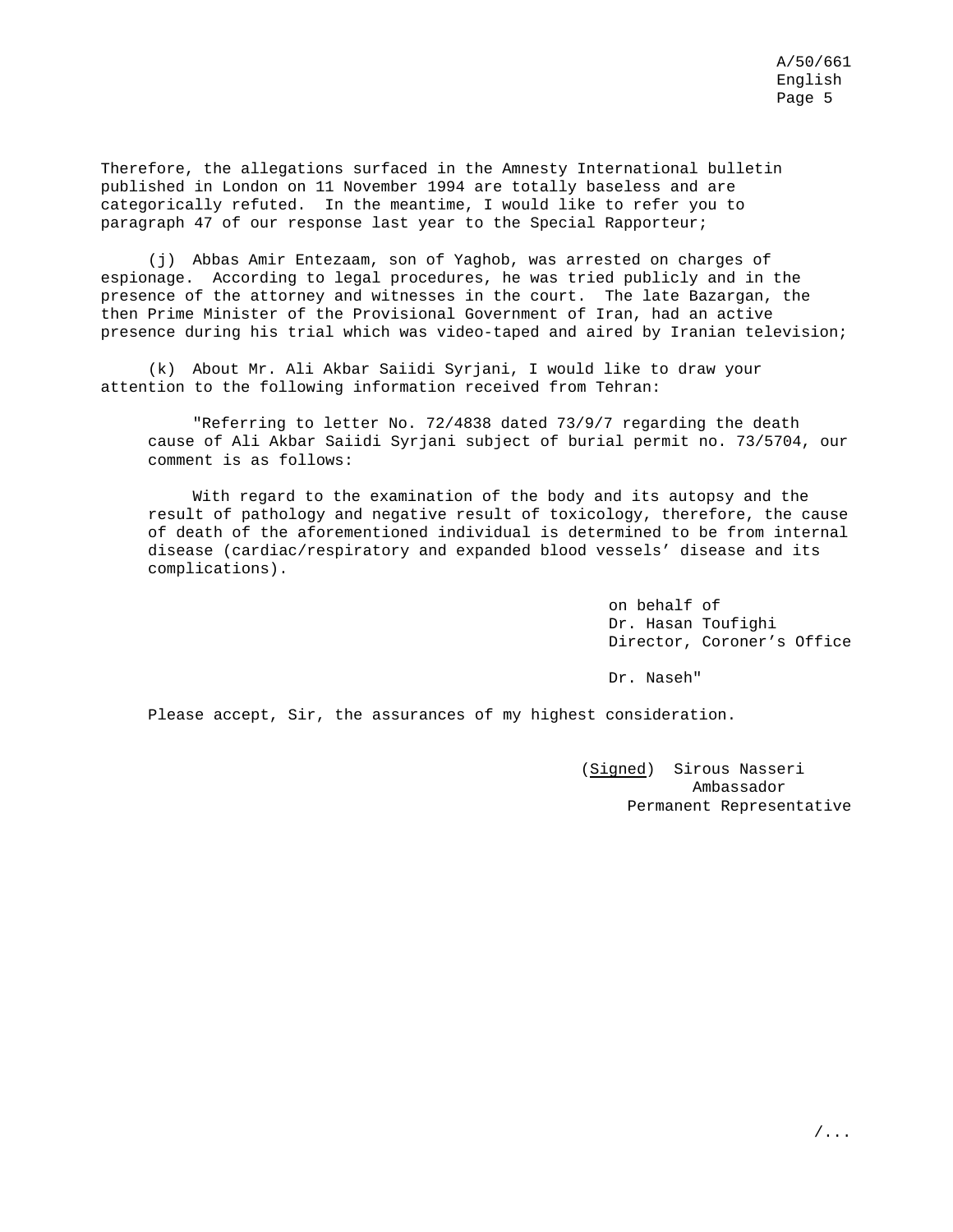Therefore, the allegations surfaced in the Amnesty International bulletin published in London on 11 November 1994 are totally baseless and are categorically refuted. In the meantime, I would like to refer you to paragraph 47 of our response last year to the Special Rapporteur;

(j) Abbas Amir Entezaam, son of Yaghob, was arrested on charges of espionage. According to legal procedures, he was tried publicly and in the presence of the attorney and witnesses in the court. The late Bazargan, the then Prime Minister of the Provisional Government of Iran, had an active presence during his trial which was video-taped and aired by Iranian television;

(k) About Mr. Ali Akbar Saiidi Syrjani, I would like to draw your attention to the following information received from Tehran:

> "Referring to letter No. 72/4838 dated 73/9/7 regarding the death cause of Ali Akbar Saiidi Syrjani subject of burial permit no. 73/5704, our comment is as follows:
>
> With regard to the examination of the body and its autopsy and the result of pathology and negative result of toxicology, therefore, the cause of death of the aforementioned individual is determined to be from internal disease (cardiac/respiratory and expanded blood vessels' disease and its complications).
>
> on behalf of
> Dr. Hasan Toufighi
> Director, Coroner's Office
>
> Dr. Naseh"

Please accept, Sir, the assurances of my highest consideration.

(*Signed*) Sirous Nasseri
Ambassador
Permanent Representative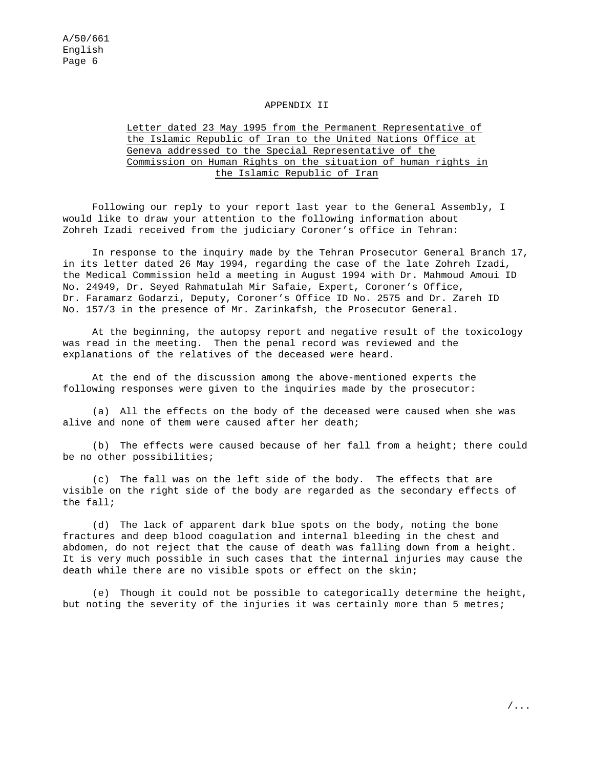## APPENDIX II

Letter dated 23 May 1995 from the Permanent Representative of the Islamic Republic of Iran to the United Nations Office at Geneva addressed to the Special Representative of the Commission on Human Rights on the situation of human rights in the Islamic Republic of Iran

Following our reply to your report last year to the General Assembly, I would like to draw your attention to the following information about Zohreh Izadi received from the judiciary Coroner's office in Tehran:

In response to the inquiry made by the Tehran Prosecutor General Branch 17, in its letter dated 26 May 1994, regarding the case of the late Zohreh Izadi, the Medical Commission held a meeting in August 1994 with Dr. Mahmoud Amoui ID No. 24949, Dr. Seyed Rahmatulah Mir Safaie, Expert, Coroner's Office, Dr. Faramarz Godarzi, Deputy, Coroner's Office ID No. 2575 and Dr. Zareh ID No. 157/3 in the presence of Mr. Zarinkafsh, the Prosecutor General.

At the beginning, the autopsy report and negative result of the toxicology was read in the meeting. Then the penal record was reviewed and the explanations of the relatives of the deceased were heard.

At the end of the discussion among the above-mentioned experts the following responses were given to the inquiries made by the prosecutor:

(a) All the effects on the body of the deceased were caused when she was alive and none of them were caused after her death;

(b) The effects were caused because of her fall from a height; there could be no other possibilities;

(c) The fall was on the left side of the body. The effects that are visible on the right side of the body are regarded as the secondary effects of the fall;

(d) The lack of apparent dark blue spots on the body, noting the bone fractures and deep blood coagulation and internal bleeding in the chest and abdomen, do not reject that the cause of death was falling down from a height. It is very much possible in such cases that the internal injuries may cause the death while there are no visible spots or effect on the skin;

(e) Though it could not be possible to categorically determine the height, but noting the severity of the injuries it was certainly more than 5 metres;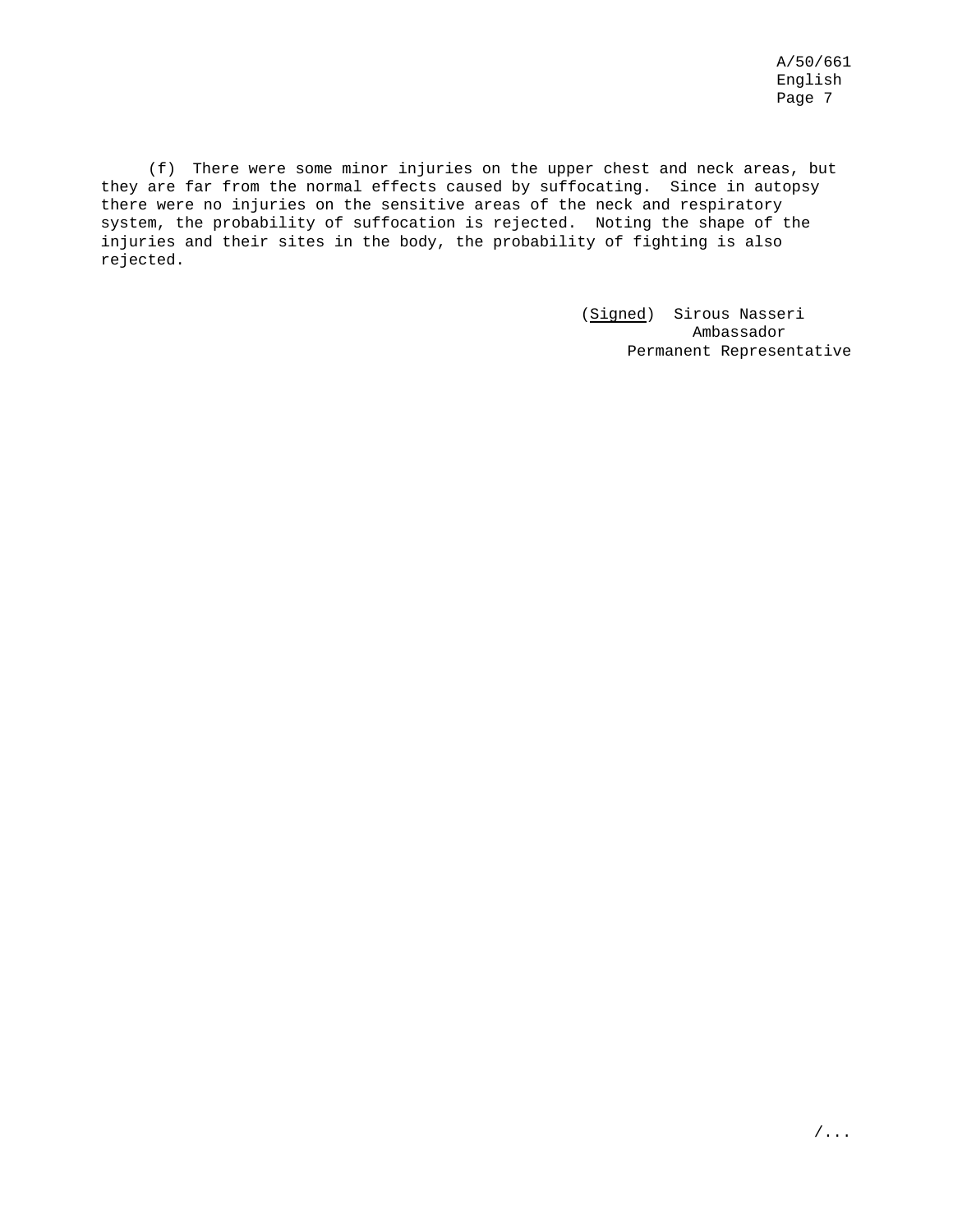(f) There were some minor injuries on the upper chest and neck areas, but they are far from the normal effects caused by suffocating. Since in autopsy there were no injuries on the sensitive areas of the neck and respiratory system, the probability of suffocation is rejected. Noting the shape of the injuries and their sites in the body, the probability of fighting is also rejected.

(Signed) Sirous Nasseri
Ambassador
Permanent Representative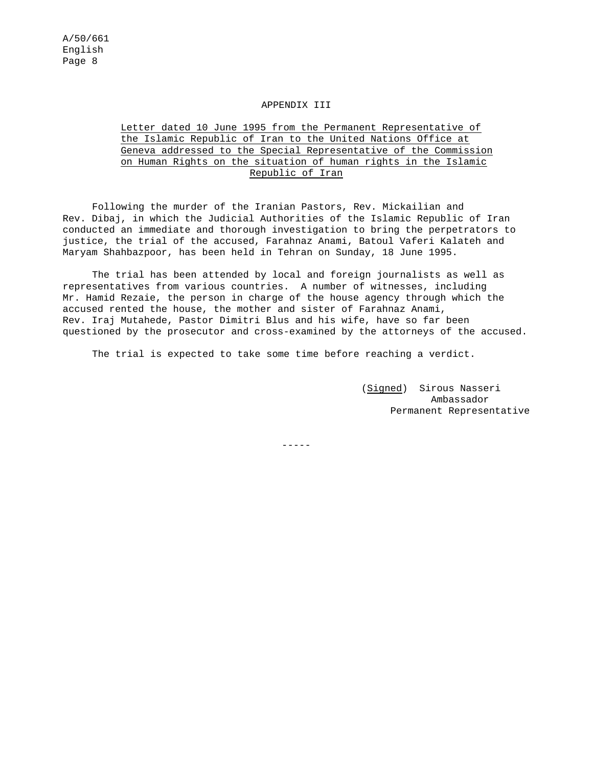## APPENDIX III

Letter dated 10 June 1995 from the Permanent Representative of the Islamic Republic of Iran to the United Nations Office at Geneva addressed to the Special Representative of the Commission on Human Rights on the situation of human rights in the Islamic Republic of Iran

Following the murder of the Iranian Pastors, Rev. Mickailian and Rev. Dibaj, in which the Judicial Authorities of the Islamic Republic of Iran conducted an immediate and thorough investigation to bring the perpetrators to justice, the trial of the accused, Farahnaz Anami, Batoul Vaferi Kalateh and Maryam Shahbazpoor, has been held in Tehran on Sunday, 18 June 1995.

The trial has been attended by local and foreign journalists as well as representatives from various countries. A number of witnesses, including Mr. Hamid Rezaie, the person in charge of the house agency through which the accused rented the house, the mother and sister of Farahnaz Anami, Rev. Iraj Mutahede, Pastor Dimitri Blus and his wife, have so far been questioned by the prosecutor and cross-examined by the attorneys of the accused.

The trial is expected to take some time before reaching a verdict.

(*Signed*) Sirous Nasseri
Ambassador
Permanent Representative

-----